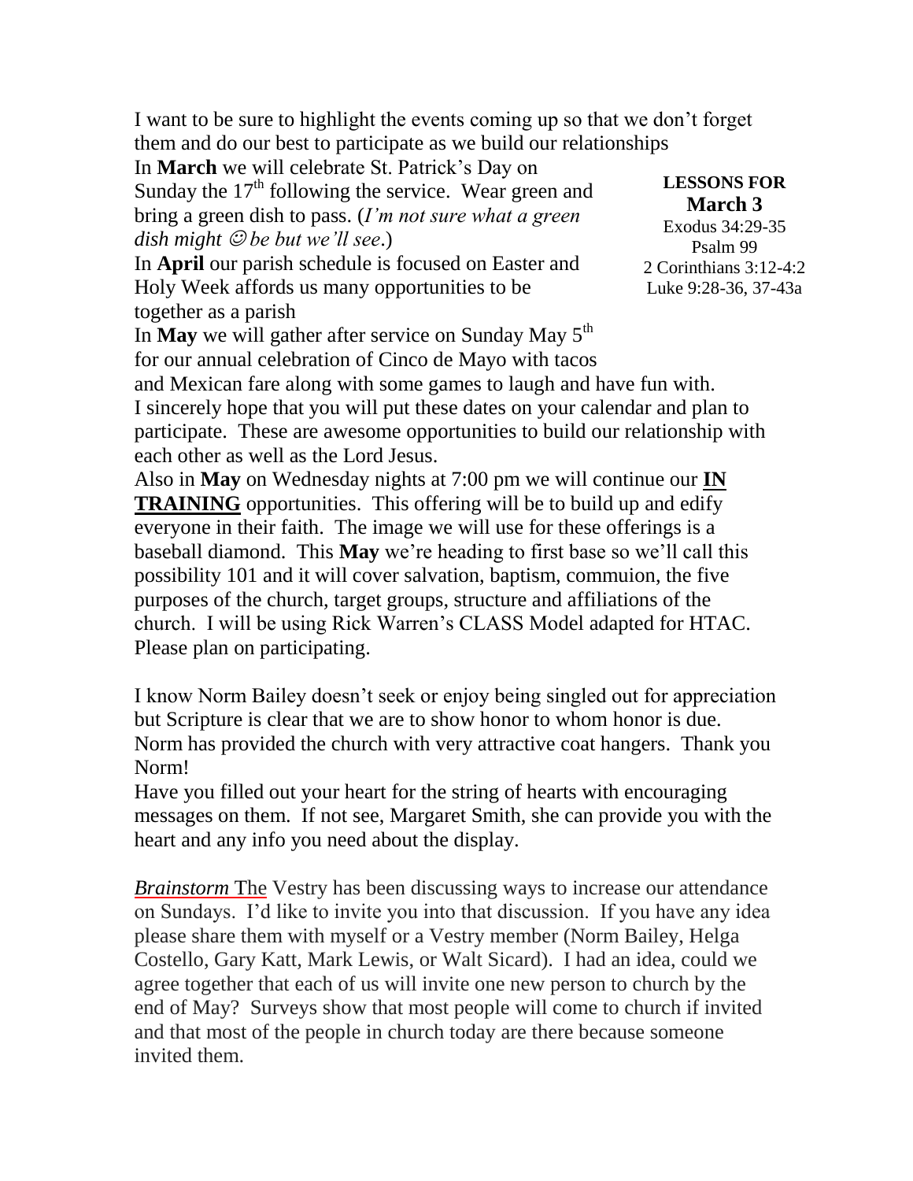I want to be sure to highlight the events coming up so that we don't forget them and do our best to participate as we build our relationships

In **March** we will celebrate St. Patrick's Day on Sunday the 17th following the service. Wear green and bring a green dish to pass. (*I'm not sure what a green dish might ☺ be but we'll see*.)

In **April** our parish schedule is focused on Easter and Holy Week affords us many opportunities to be together as a parish

In **May** we will gather after service on Sunday May 5th for our annual celebration of Cinco de Mayo with tacos and Mexican fare along with some games to laugh and have fun with.

**LESSONS FOR**
**March 3**
Exodus 34:29-35
Psalm 99
2 Corinthians 3:12-4:2
Luke 9:28-36, 37-43a

I sincerely hope that you will put these dates on your calendar and plan to participate. These are awesome opportunities to build our relationship with each other as well as the Lord Jesus.

Also in **May** on Wednesday nights at 7:00 pm we will continue our **IN TRAINING** opportunities. This offering will be to build up and edify everyone in their faith. The image we will use for these offerings is a baseball diamond. This **May** we're heading to first base so we'll call this possibility 101 and it will cover salvation, baptism, commuion, the five purposes of the church, target groups, structure and affiliations of the church. I will be using Rick Warren's CLASS Model adapted for HTAC. Please plan on participating.

I know Norm Bailey doesn't seek or enjoy being singled out for appreciation but Scripture is clear that we are to show honor to whom honor is due. Norm has provided the church with very attractive coat hangers. Thank you Norm!

Have you filled out your heart for the string of hearts with encouraging messages on them. If not see, Margaret Smith, she can provide you with the heart and any info you need about the display.

*Brainstorm* The Vestry has been discussing ways to increase our attendance on Sundays. I'd like to invite you into that discussion. If you have any idea please share them with myself or a Vestry member (Norm Bailey, Helga Costello, Gary Katt, Mark Lewis, or Walt Sicard). I had an idea, could we agree together that each of us will invite one new person to church by the end of May? Surveys show that most people will come to church if invited and that most of the people in church today are there because someone invited them.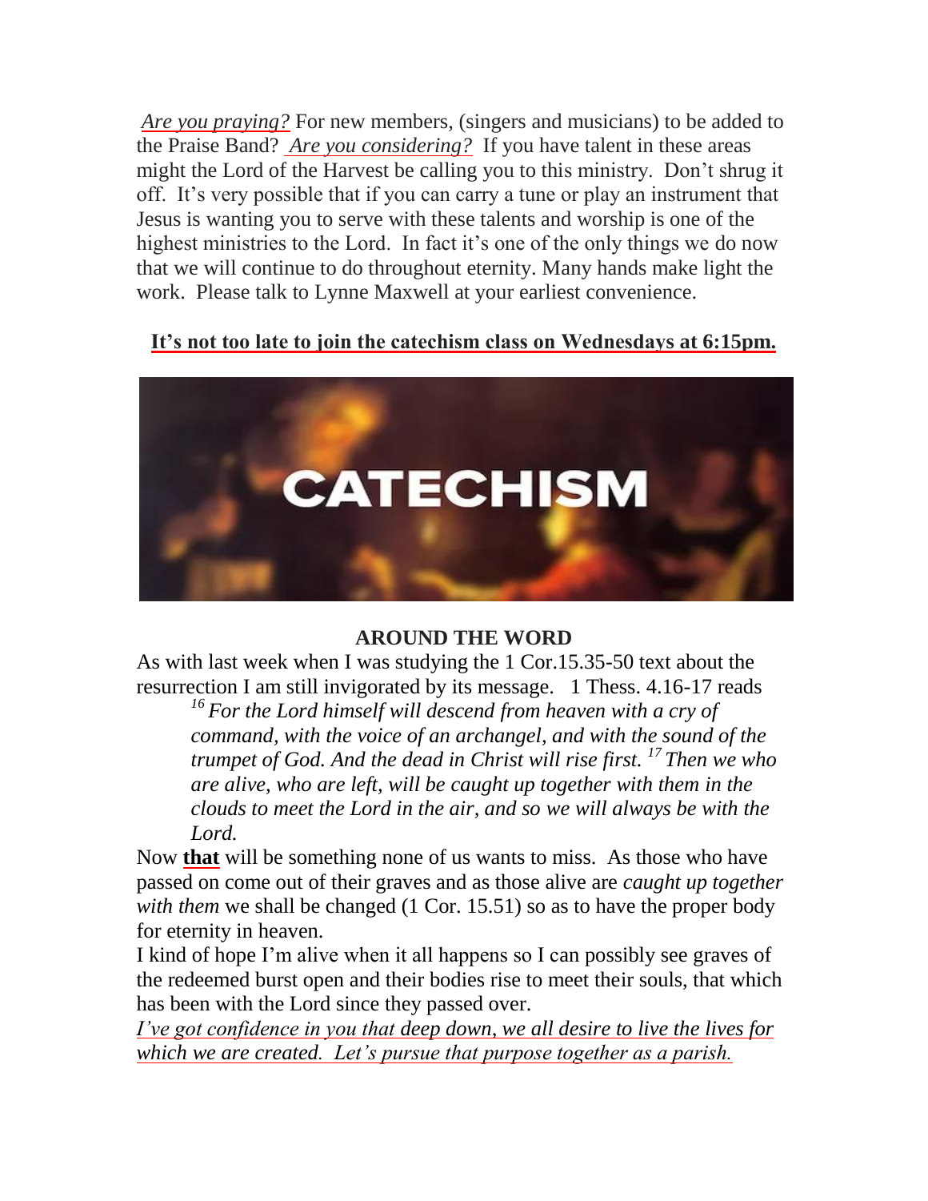*Are you praying?* For new members, (singers and musicians) to be added to the Praise Band? *Are you considering?* If you have talent in these areas might the Lord of the Harvest be calling you to this ministry. Don't shrug it off. It's very possible that if you can carry a tune or play an instrument that Jesus is wanting you to serve with these talents and worship is one of the highest ministries to the Lord. In fact it's one of the only things we do now that we will continue to do throughout eternity. Many hands make light the work. Please talk to Lynne Maxwell at your earliest convenience.

**It's not too late to join the catechism class on Wednesdays at 6:15pm.**

CATECHISM

## AROUND THE WORD

As with last week when I was studying the 1 Cor.15.35-50 text about the resurrection I am still invigorated by its message. 1 Thess. 4.16-17 reads

> [16] *For the Lord himself will descend from heaven with a cry of command, with the voice of an archangel, and with the sound of the trumpet of God. And the dead in Christ will rise first.* [17] *Then we who are alive, who are left, will be caught up together with them in the clouds to meet the Lord in the air, and so we will always be with the Lord.*

Now **that** will be something none of us wants to miss. As those who have passed on come out of their graves and as those alive are *caught up together with them* we shall be changed (1 Cor. 15.51) so as to have the proper body for eternity in heaven.

I kind of hope I'm alive when it all happens so I can possibly see graves of the redeemed burst open and their bodies rise to meet their souls, that which has been with the Lord since they passed over.

*I've got confidence in you that deep down, we all desire to live the lives for which we are created. Let's pursue that purpose together as a parish.*